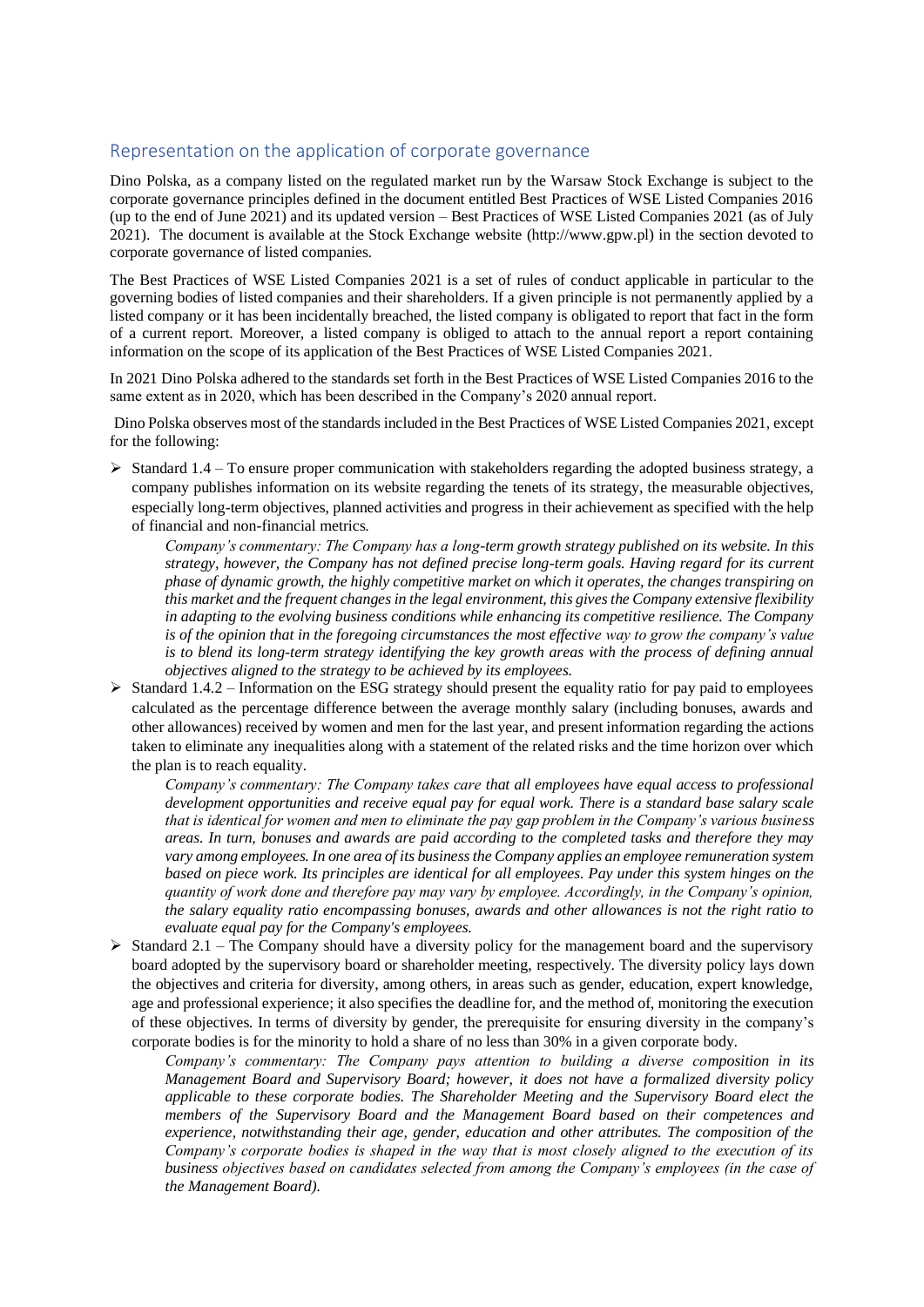## Representation on the application of corporate governance

Dino Polska, as a company listed on the regulated market run by the Warsaw Stock Exchange is subject to the corporate governance principles defined in the document entitled Best Practices of WSE Listed Companies 2016 (up to the end of June 2021) and its updated version – Best Practices of WSE Listed Companies 2021 (as of July 2021). The document is available at the Stock Exchange website (http://www.gpw.pl) in the section devoted to corporate governance of listed companies.

The Best Practices of WSE Listed Companies 2021 is a set of rules of conduct applicable in particular to the governing bodies of listed companies and their shareholders. If a given principle is not permanently applied by a listed company or it has been incidentally breached, the listed company is obligated to report that fact in the form of a current report. Moreover, a listed company is obliged to attach to the annual report a report containing information on the scope of its application of the Best Practices of WSE Listed Companies 2021.

In 2021 Dino Polska adhered to the standards set forth in the Best Practices of WSE Listed Companies 2016 to the same extent as in 2020, which has been described in the Company's 2020 annual report.

Dino Polska observes most of the standards included in the Best Practices of WSE Listed Companies 2021, except for the following:

- Standard 1.4 – To ensure proper communication with stakeholders regarding the adopted business strategy, a company publishes information on its website regarding the tenets of its strategy, the measurable objectives, especially long-term objectives, planned activities and progress in their achievement as specified with the help of financial and non-financial metrics.

  *Company's commentary: The Company has a long-term growth strategy published on its website. In this strategy, however, the Company has not defined precise long-term goals. Having regard for its current phase of dynamic growth, the highly competitive market on which it operates, the changes transpiring on this market and the frequent changes in the legal environment, this gives the Company extensive flexibility in adapting to the evolving business conditions while enhancing its competitive resilience. The Company is of the opinion that in the foregoing circumstances the most effective way to grow the company's value is to blend its long-term strategy identifying the key growth areas with the process of defining annual objectives aligned to the strategy to be achieved by its employees.*

- Standard 1.4.2 – Information on the ESG strategy should present the equality ratio for pay paid to employees calculated as the percentage difference between the average monthly salary (including bonuses, awards and other allowances) received by women and men for the last year, and present information regarding the actions taken to eliminate any inequalities along with a statement of the related risks and the time horizon over which the plan is to reach equality.

  *Company's commentary: The Company takes care that all employees have equal access to professional development opportunities and receive equal pay for equal work. There is a standard base salary scale that is identical for women and men to eliminate the pay gap problem in the Company's various business areas. In turn, bonuses and awards are paid according to the completed tasks and therefore they may vary among employees. In one area of its business the Company applies an employee remuneration system based on piece work. Its principles are identical for all employees. Pay under this system hinges on the quantity of work done and therefore pay may vary by employee. Accordingly, in the Company's opinion, the salary equality ratio encompassing bonuses, awards and other allowances is not the right ratio to evaluate equal pay for the Company's employees.*

- Standard 2.1 – The Company should have a diversity policy for the management board and the supervisory board adopted by the supervisory board or shareholder meeting, respectively. The diversity policy lays down the objectives and criteria for diversity, among others, in areas such as gender, education, expert knowledge, age and professional experience; it also specifies the deadline for, and the method of, monitoring the execution of these objectives. In terms of diversity by gender, the prerequisite for ensuring diversity in the company's corporate bodies is for the minority to hold a share of no less than 30% in a given corporate body.

  *Company's commentary: The Company pays attention to building a diverse composition in its Management Board and Supervisory Board; however, it does not have a formalized diversity policy applicable to these corporate bodies. The Shareholder Meeting and the Supervisory Board elect the members of the Supervisory Board and the Management Board based on their competences and experience, notwithstanding their age, gender, education and other attributes. The composition of the Company's corporate bodies is shaped in the way that is most closely aligned to the execution of its business objectives based on candidates selected from among the Company's employees (in the case of the Management Board).*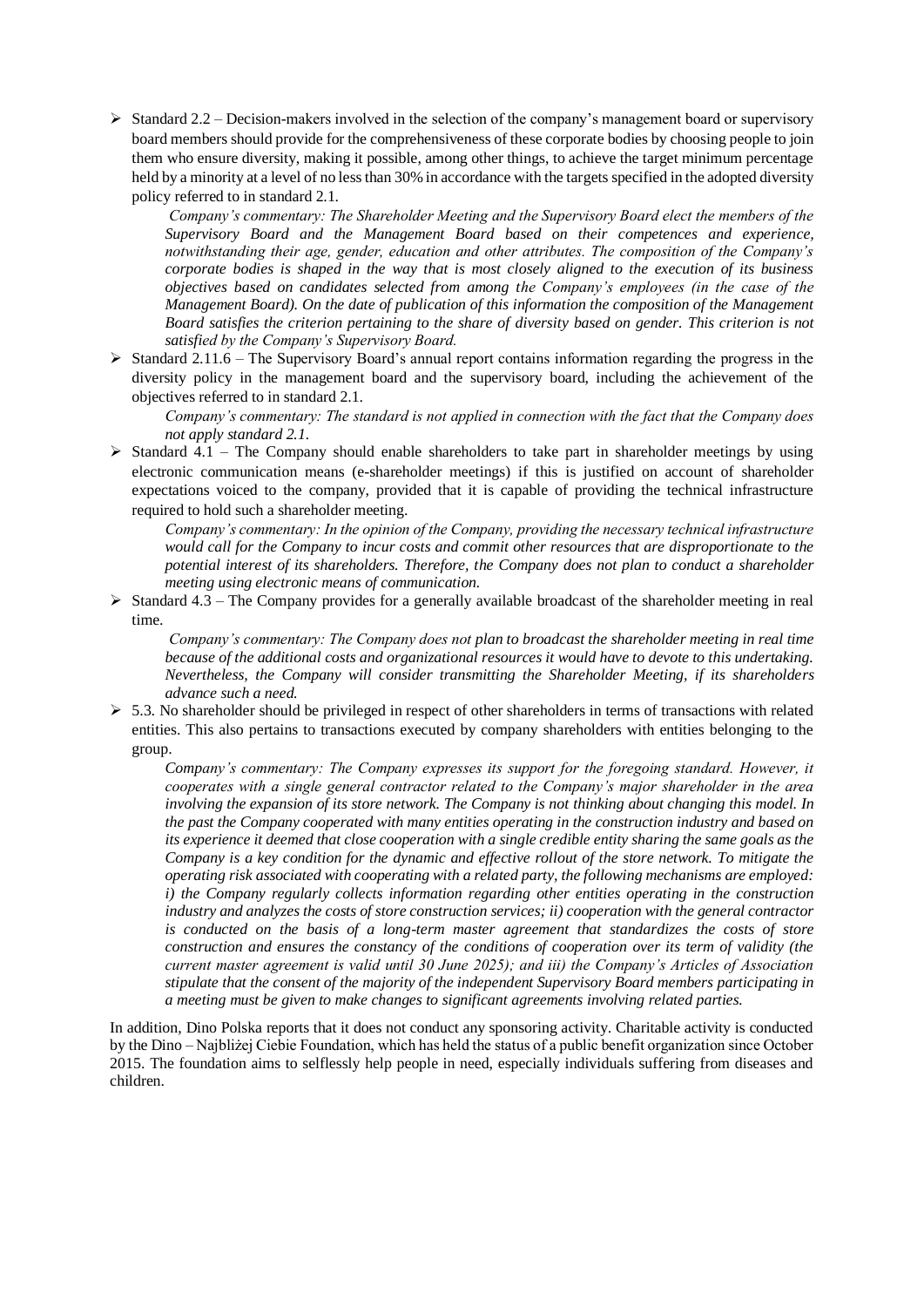- Standard 2.2 – Decision-makers involved in the selection of the company's management board or supervisory board members should provide for the comprehensiveness of these corporate bodies by choosing people to join them who ensure diversity, making it possible, among other things, to achieve the target minimum percentage held by a minority at a level of no less than 30% in accordance with the targets specified in the adopted diversity policy referred to in standard 2.1.

  *Company's commentary: The Shareholder Meeting and the Supervisory Board elect the members of the Supervisory Board and the Management Board based on their competences and experience, notwithstanding their age, gender, education and other attributes. The composition of the Company's corporate bodies is shaped in the way that is most closely aligned to the execution of its business objectives based on candidates selected from among the Company's employees (in the case of the Management Board). On the date of publication of this information the composition of the Management Board satisfies the criterion pertaining to the share of diversity based on gender. This criterion is not satisfied by the Company's Supervisory Board.*

- Standard 2.11.6 – The Supervisory Board's annual report contains information regarding the progress in the diversity policy in the management board and the supervisory board, including the achievement of the objectives referred to in standard 2.1.

  *Company's commentary: The standard is not applied in connection with the fact that the Company does not apply standard 2.1.*

- Standard 4.1 – The Company should enable shareholders to take part in shareholder meetings by using electronic communication means (e-shareholder meetings) if this is justified on account of shareholder expectations voiced to the company, provided that it is capable of providing the technical infrastructure required to hold such a shareholder meeting.

  *Company's commentary: In the opinion of the Company, providing the necessary technical infrastructure would call for the Company to incur costs and commit other resources that are disproportionate to the potential interest of its shareholders. Therefore, the Company does not plan to conduct a shareholder meeting using electronic means of communication.*

- Standard 4.3 – The Company provides for a generally available broadcast of the shareholder meeting in real time.

  *Company's commentary: The Company does not plan to broadcast the shareholder meeting in real time because of the additional costs and organizational resources it would have to devote to this undertaking. Nevertheless, the Company will consider transmitting the Shareholder Meeting, if its shareholders advance such a need.*

- 5.3. No shareholder should be privileged in respect of other shareholders in terms of transactions with related entities. This also pertains to transactions executed by company shareholders with entities belonging to the group.

  *Company's commentary: The Company expresses its support for the foregoing standard. However, it cooperates with a single general contractor related to the Company's major shareholder in the area involving the expansion of its store network. The Company is not thinking about changing this model. In the past the Company cooperated with many entities operating in the construction industry and based on its experience it deemed that close cooperation with a single credible entity sharing the same goals as the Company is a key condition for the dynamic and effective rollout of the store network. To mitigate the operating risk associated with cooperating with a related party, the following mechanisms are employed: i) the Company regularly collects information regarding other entities operating in the construction industry and analyzes the costs of store construction services; ii) cooperation with the general contractor is conducted on the basis of a long-term master agreement that standardizes the costs of store construction and ensures the constancy of the conditions of cooperation over its term of validity (the current master agreement is valid until 30 June 2025); and iii) the Company's Articles of Association stipulate that the consent of the majority of the independent Supervisory Board members participating in a meeting must be given to make changes to significant agreements involving related parties.*

In addition, Dino Polska reports that it does not conduct any sponsoring activity. Charitable activity is conducted by the Dino – Najbliżej Ciebie Foundation, which has held the status of a public benefit organization since October 2015. The foundation aims to selflessly help people in need, especially individuals suffering from diseases and children.